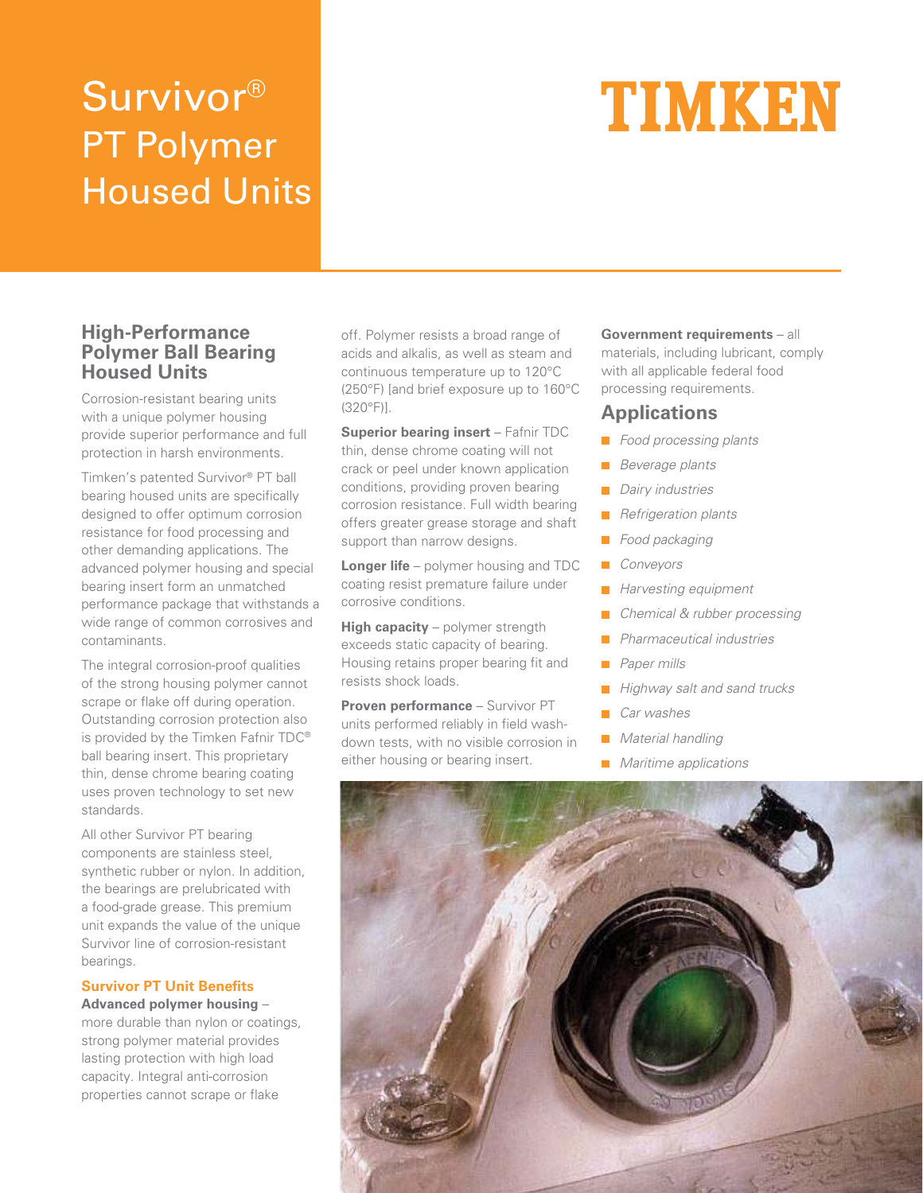# Survivor® PT Polymer Housed Units

TIMKEN

## High-Performance Polymer Ball Bearing Housed Units

Corrosion-resistant bearing units with a unique polymer housing provide superior performance and full protection in harsh environments.

Timken's patented Survivor® PT ball bearing housed units are specifically designed to offer optimum corrosion resistance for food processing and other demanding applications. The advanced polymer housing and special bearing insert form an unmatched performance package that withstands a wide range of common corrosives and contaminants.

The integral corrosion-proof qualities of the strong housing polymer cannot scrape or flake off during operation. Outstanding corrosion protection also is provided by the Timken Fafnir TDC® ball bearing insert. This proprietary thin, dense chrome bearing coating uses proven technology to set new standards.

All other Survivor PT bearing components are stainless steel, synthetic rubber or nylon. In addition, the bearings are prelubricated with a food-grade grease. This premium unit expands the value of the unique Survivor line of corrosion-resistant bearings.

### Survivor PT Unit Benefits

**Advanced polymer housing** – more durable than nylon or coatings, strong polymer material provides lasting protection with high load capacity. Integral anti-corrosion properties cannot scrape or flake off. Polymer resists a broad range of acids and alkalis, as well as steam and continuous temperature up to 120°C (250°F) [and brief exposure up to 160°C (320°F)].

**Superior bearing insert** – Fafnir TDC thin, dense chrome coating will not crack or peel under known application conditions, providing proven bearing corrosion resistance. Full width bearing offers greater grease storage and shaft support than narrow designs.

**Longer life** – polymer housing and TDC coating resist premature failure under corrosive conditions.

**High capacity** – polymer strength exceeds static capacity of bearing. Housing retains proper bearing fit and resists shock loads.

**Proven performance** – Survivor PT units performed reliably in field wash-down tests, with no visible corrosion in either housing or bearing insert.

**Government requirements** – all materials, including lubricant, comply with all applicable federal food processing requirements.

## Applications

- *Food processing plants*
- *Beverage plants*
- *Dairy industries*
- *Refrigeration plants*
- *Food packaging*
- *Conveyors*
- *Harvesting equipment*
- *Chemical & rubber processing*
- *Pharmaceutical industries*
- *Paper mills*
- *Highway salt and sand trucks*
- *Car washes*
- *Material handling*
- *Maritime applications*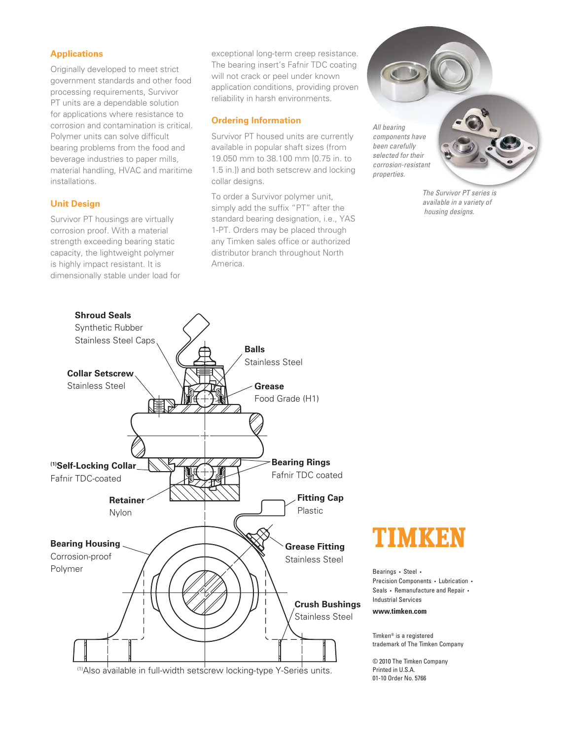## Applications

Originally developed to meet strict government standards and other food processing requirements, Survivor PT units are a dependable solution for applications where resistance to corrosion and contamination is critical. Polymer units can solve difficult bearing problems from the food and beverage industries to paper mills, material handling, HVAC and maritime installations.

## Unit Design

Survivor PT housings are virtually corrosion proof. With a material strength exceeding bearing static capacity, the lightweight polymer is highly impact resistant. It is dimensionally stable under load for exceptional long-term creep resistance. The bearing insert's Fafnir TDC coating will not crack or peel under known application conditions, providing proven reliability in harsh environments.

## Ordering Information

Survivor PT housed units are currently available in popular shaft sizes (from 19.050 mm to 38.100 mm [0.75 in. to 1.5 in.]) and both setscrew and locking collar designs.

To order a Survivor polymer unit, simply add the suffix "PT" after the standard bearing designation, i.e., YAS 1-PT. Orders may be placed through any Timken sales office or authorized distributor branch throughout North America.

*All bearing components have been carefully selected for their corrosion-resistant properties.*

*The Survivor PT series is available in a variety of housing designs.*

**Shroud Seals**
Synthetic Rubber
Stainless Steel Caps

**Collar Setscrew**
Stainless Steel

**Balls**
Stainless Steel

**Grease**
Food Grade (H1)

**[1] Self-Locking Collar**
Fafnir TDC-coated

**Bearing Rings**
Fafnir TDC coated

**Retainer**
Nylon

**Fitting Cap**
Plastic

**Bearing Housing**
Corrosion-proof Polymer

**Grease Fitting**
Stainless Steel

**Crush Bushings**
Stainless Steel

[1] Also available in full-width setscrew locking-type Y-Series units.

**TIMKEN**

Bearings • Steel • Precision Components • Lubrication • Seals • Remanufacture and Repair • Industrial Services

**www.timken.com**

Timken® is a registered trademark of The Timken Company

© 2010 The Timken Company
Printed in U.S.A.
01-10 Order No. 5766